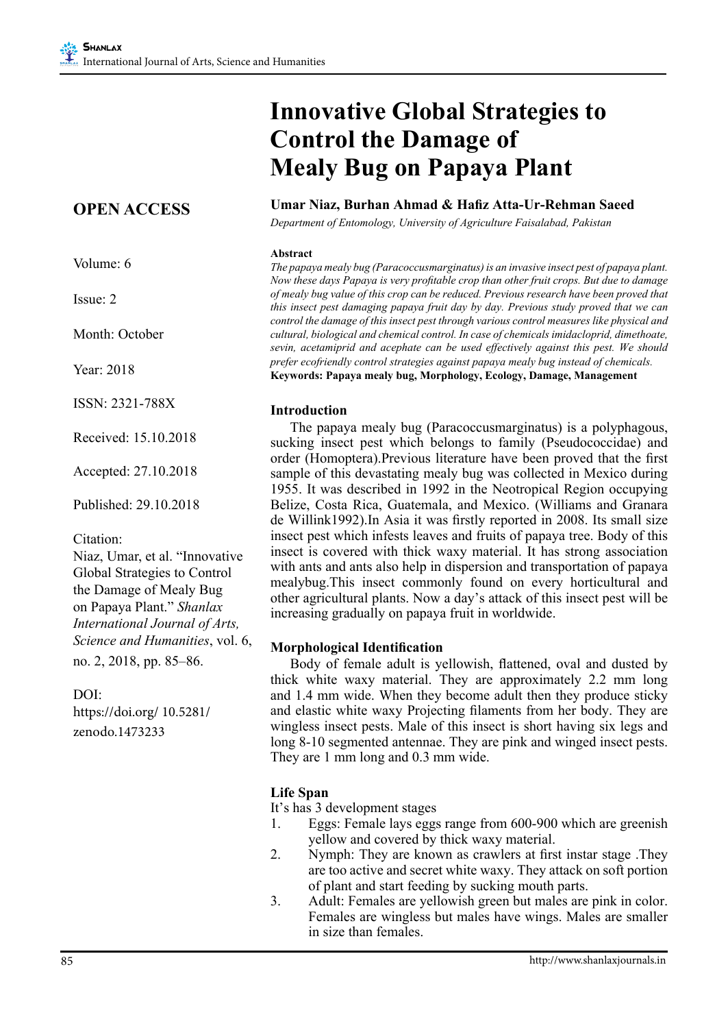# Innovative Global Strategies to Control the Damage of Mealy Bug on Papaya Plant

**OPEN ACCESS**

Volume: 6

Issue: 2

Month: October

Year: 2018

ISSN: 2321-788X

Received: 15.10.2018

Accepted: 27.10.2018

Published: 29.10.2018

Citation:
Niaz, Umar, et al. "Innovative Global Strategies to Control the Damage of Mealy Bug on Papaya Plant." *Shanlax International Journal of Arts, Science and Humanities*, vol. 6, no. 2, 2018, pp. 85–86.

DOI:
https://doi.org/ 10.5281/ zenodo.1473233

**Umar Niaz, Burhan Ahmad & Hafiz Atta-Ur-Rehman Saeed**

*Department of Entomology, University of Agriculture Faisalabad, Pakistan*

**Abstract**

*The papaya mealy bug (Paracoccusmarginatus) is an invasive insect pest of papaya plant. Now these days Papaya is very profitable crop than other fruit crops. But due to damage of mealy bug value of this crop can be reduced. Previous research have been proved that this insect pest damaging papaya fruit day by day. Previous study proved that we can control the damage of this insect pest through various control measures like physical and cultural, biological and chemical control. In case of chemicals imidacloprid, dimethoate, sevin, acetamiprid and acephate can be used effectively against this pest. We should prefer ecofriendly control strategies against papaya mealy bug instead of chemicals.*

**Keywords: Papaya mealy bug, Morphology, Ecology, Damage, Management**

## Introduction

The papaya mealy bug (Paracoccusmarginatus) is a polyphagous, sucking insect pest which belongs to family (Pseudococcidae) and order (Homoptera).Previous literature have been proved that the first sample of this devastating mealy bug was collected in Mexico during 1955. It was described in 1992 in the Neotropical Region occupying Belize, Costa Rica, Guatemala, and Mexico. (Williams and Granara de Willink1992).In Asia it was firstly reported in 2008. Its small size insect pest which infests leaves and fruits of papaya tree. Body of this insect is covered with thick waxy material. It has strong association with ants and ants also help in dispersion and transportation of papaya mealybug.This insect commonly found on every horticultural and other agricultural plants. Now a day's attack of this insect pest will be increasing gradually on papaya fruit in worldwide.

## Morphological Identification

Body of female adult is yellowish, flattened, oval and dusted by thick white waxy material. They are approximately 2.2 mm long and 1.4 mm wide. When they become adult then they produce sticky and elastic white waxy Projecting filaments from her body. They are wingless insect pests. Male of this insect is short having six legs and long 8-10 segmented antennae. They are pink and winged insect pests. They are 1 mm long and 0.3 mm wide.

## Life Span

It's has 3 development stages

1. Eggs: Female lays eggs range from 600-900 which are greenish yellow and covered by thick waxy material.
2. Nymph: They are known as crawlers at first instar stage .They are too active and secret white waxy. They attack on soft portion of plant and start feeding by sucking mouth parts.
3. Adult: Females are yellowish green but males are pink in color. Females are wingless but males have wings. Males are smaller in size than females.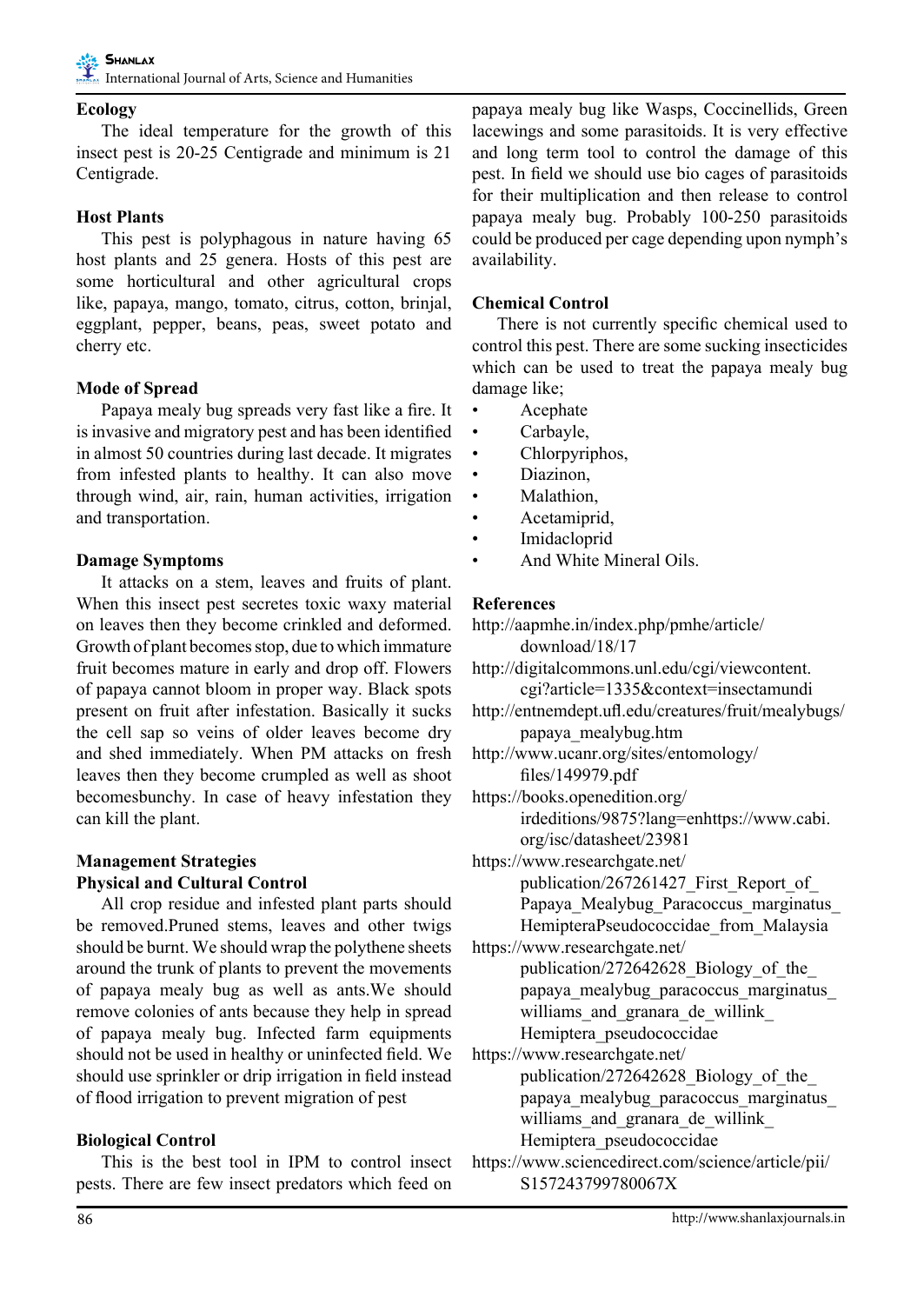## Ecology

The ideal temperature for the growth of this insect pest is 20-25 Centigrade and minimum is 21 Centigrade.

## Host Plants

This pest is polyphagous in nature having 65 host plants and 25 genera. Hosts of this pest are some horticultural and other agricultural crops like, papaya, mango, tomato, citrus, cotton, brinjal, eggplant, pepper, beans, peas, sweet potato and cherry etc.

## Mode of Spread

Papaya mealy bug spreads very fast like a fire. It is invasive and migratory pest and has been identified in almost 50 countries during last decade. It migrates from infested plants to healthy. It can also move through wind, air, rain, human activities, irrigation and transportation.

## Damage Symptoms

It attacks on a stem, leaves and fruits of plant. When this insect pest secretes toxic waxy material on leaves then they become crinkled and deformed. Growth of plant becomes stop, due to which immature fruit becomes mature in early and drop off. Flowers of papaya cannot bloom in proper way. Black spots present on fruit after infestation. Basically it sucks the cell sap so veins of older leaves become dry and shed immediately. When PM attacks on fresh leaves then they become crumpled as well as shoot becomesbunchy. In case of heavy infestation they can kill the plant.

## Management Strategies

### Physical and Cultural Control

All crop residue and infested plant parts should be removed.Pruned stems, leaves and other twigs should be burnt. We should wrap the polythene sheets around the trunk of plants to prevent the movements of papaya mealy bug as well as ants.We should remove colonies of ants because they help in spread of papaya mealy bug. Infected farm equipments should not be used in healthy or uninfected field. We should use sprinkler or drip irrigation in field instead of flood irrigation to prevent migration of pest

### Biological Control

This is the best tool in IPM to control insect pests. There are few insect predators which feed on papaya mealy bug like Wasps, Coccinellids, Green lacewings and some parasitoids. It is very effective and long term tool to control the damage of this pest. In field we should use bio cages of parasitoids for their multiplication and then release to control papaya mealy bug. Probably 100-250 parasitoids could be produced per cage depending upon nymph's availability.

### Chemical Control

There is not currently specific chemical used to control this pest. There are some sucking insecticides which can be used to treat the papaya mealy bug damage like;

- Acephate
- Carbayle,
- Chlorpyriphos,
- Diazinon,
- Malathion,
- Acetamiprid,
- Imidacloprid
- And White Mineral Oils.

## References

http://aapmhe.in/index.php/pmhe/article/download/18/17

http://digitalcommons.unl.edu/cgi/viewcontent.cgi?article=1335&context=insectamundi

http://entnemdept.ufl.edu/creatures/fruit/mealybugs/papaya_mealybug.htm

http://www.ucanr.org/sites/entomology/files/149979.pdf

https://books.openedition.org/irdeditions/9875?lang=enhttps://www.cabi.org/isc/datasheet/23981

https://www.researchgate.net/publication/267261427_First_Report_of_Papaya_Mealybug_Paracoccus_marginatus_HemipteraPseudococcidae_from_Malaysia

https://www.researchgate.net/publication/272642628_Biology_of_the_papaya_mealybug_paracoccus_marginatus_williams_and_granara_de_willink_Hemiptera_pseudococcidae

https://www.researchgate.net/publication/272642628_Biology_of_the_papaya_mealybug_paracoccus_marginatus_williams_and_granara_de_willink_Hemiptera_pseudococcidae

https://www.sciencedirect.com/science/article/pii/S157243799780067X